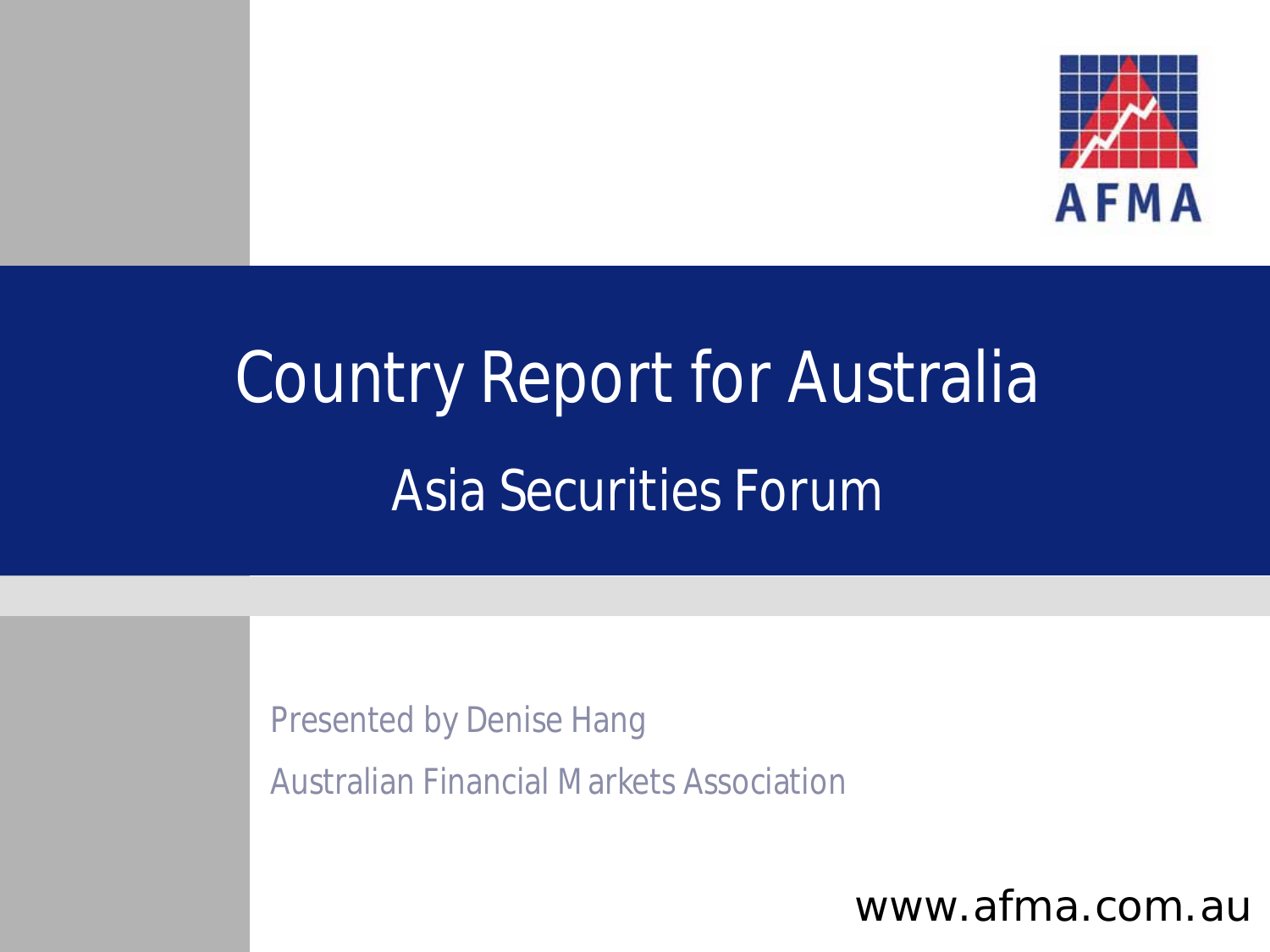# Country Report for Australia

## Asia Securities Forum

Presented by Denise Hang

Australian Financial Markets Association

www.afma.com.au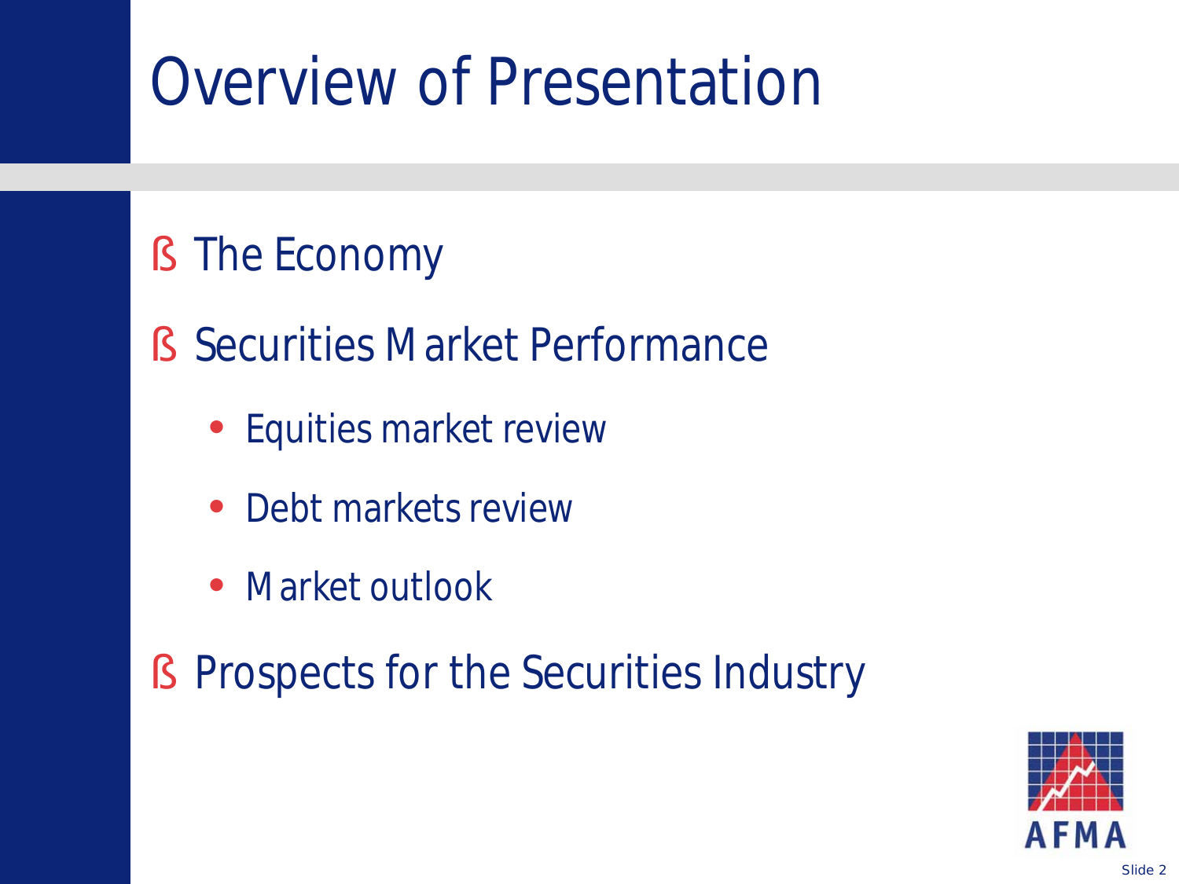# Overview of Presentation

- The Economy
- Securities Market Performance
  - Equities market review
  - Debt markets review
  - Market outlook
- Prospects for the Securities Industry

AFMA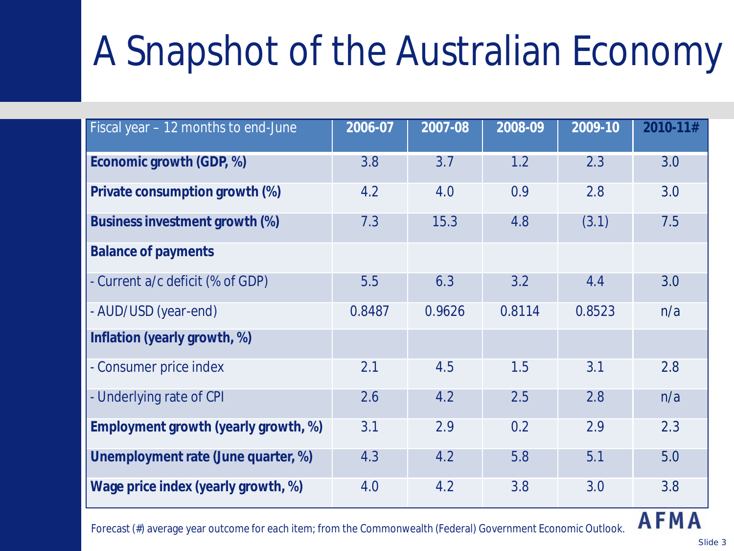# A Snapshot of the Australian Economy

| Fiscal year – 12 months to end-June | 2006-07 | 2007-08 | 2008-09 | 2009-10 | 2010-11# |
|---|---|---|---|---|---|
| **Economic growth (GDP, %)** | 3.8 | 3.7 | 1.2 | 2.3 | 3.0 |
| **Private consumption growth (%)** | 4.2 | 4.0 | 0.9 | 2.8 | 3.0 |
| **Business investment growth (%)** | 7.3 | 15.3 | 4.8 | (3.1) | 7.5 |
| **Balance of payments** | | | | | |
| - Current a/c deficit (% of GDP) | 5.5 | 6.3 | 3.2 | 4.4 | 3.0 |
| - AUD/USD (year-end) | 0.8487 | 0.9626 | 0.8114 | 0.8523 | n/a |
| **Inflation (yearly growth, %)** | | | | | |
| - Consumer price index | 2.1 | 4.5 | 1.5 | 3.1 | 2.8 |
| - Underlying rate of CPI | 2.6 | 4.2 | 2.5 | 2.8 | n/a |
| **Employment growth (yearly growth, %)** | 3.1 | 2.9 | 0.2 | 2.9 | 2.3 |
| **Unemployment rate (June quarter, %)** | 4.3 | 4.2 | 5.8 | 5.1 | 5.0 |
| **Wage price index (yearly growth, %)** | 4.0 | 4.2 | 3.8 | 3.0 | 3.8 |

Forecast (#) average year outcome for each item; from the Commonwealth (Federal) Government Economic Outlook.

AFMA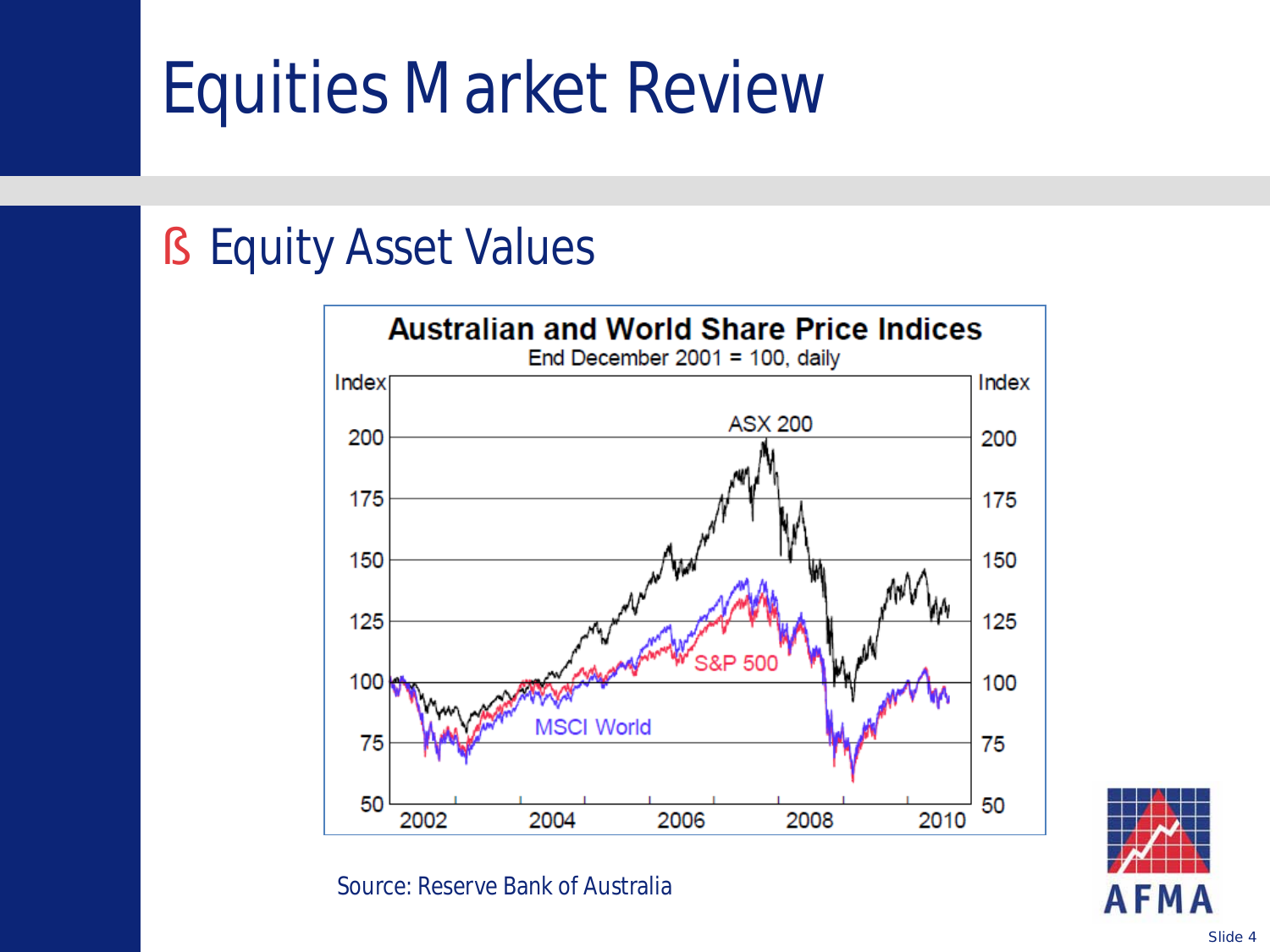# Equities Market Review

## ß Equity Asset Values

**Australian and World Share Price Indices**

End December 2001 = 100, daily

Source: Reserve Bank of Australia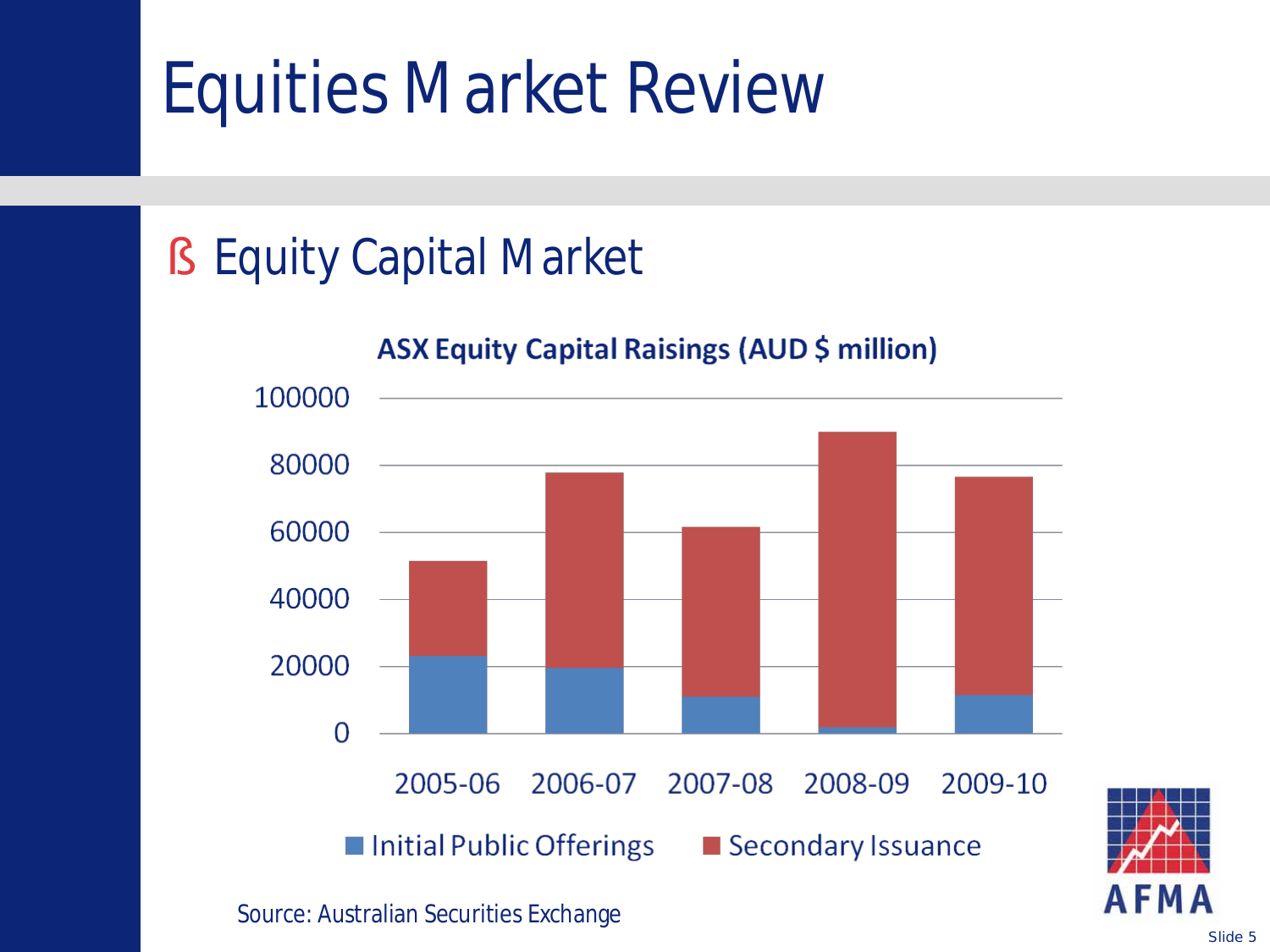# Equities Market Review

## Equity Capital Market

**ASX Equity Capital Raisings (AUD $ million)**

100000

80000

60000

40000

20000

0

2005-06 2006-07 2007-08 2008-09 2009-10

Initial Public Offerings Secondary Issuance

Source: Australian Securities Exchange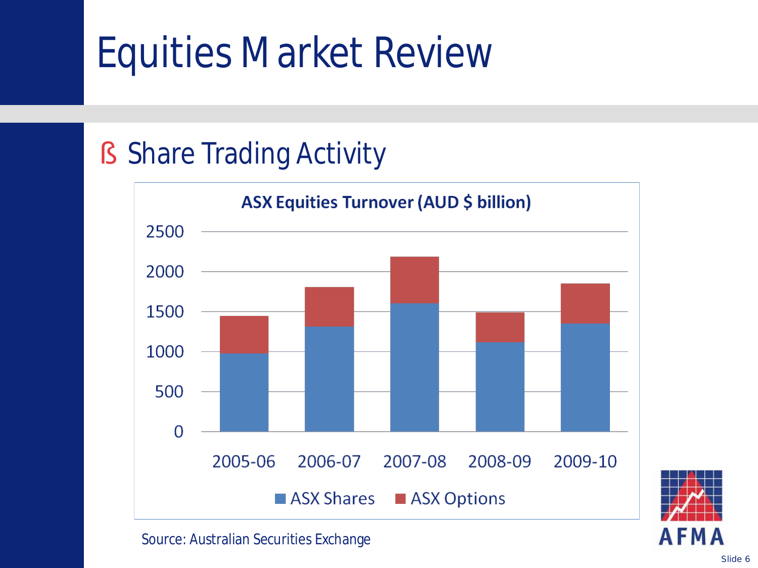# Equities Market Review

- Share Trading Activity

**ASX Equities Turnover (AUD $ billion)**

2500
2000
1500
1000
500
0

2005-06 2006-07 2007-08 2008-09 2009-10

ASX Shares ASX Options

Source: Australian Securities Exchange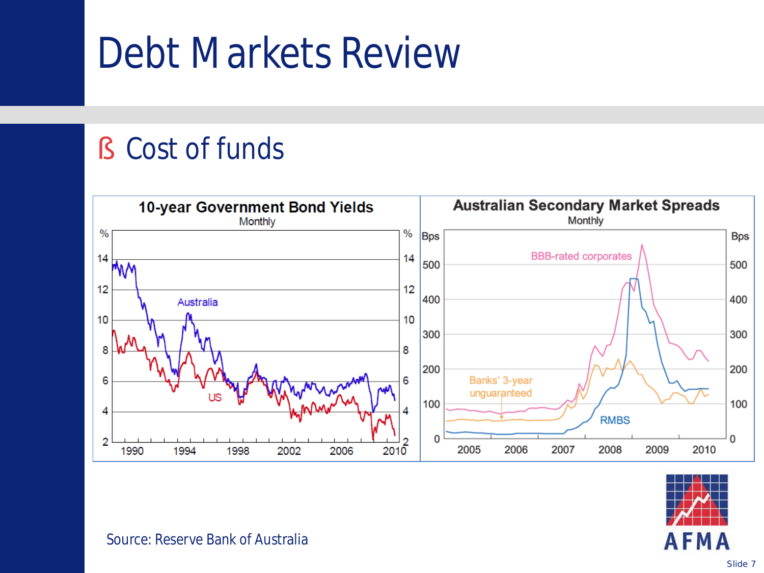# Debt Markets Review

## Cost of funds

**10-year Government Bond Yields**
Monthly

**Australian Secondary Market Spreads**
Monthly

Source: Reserve Bank of Australia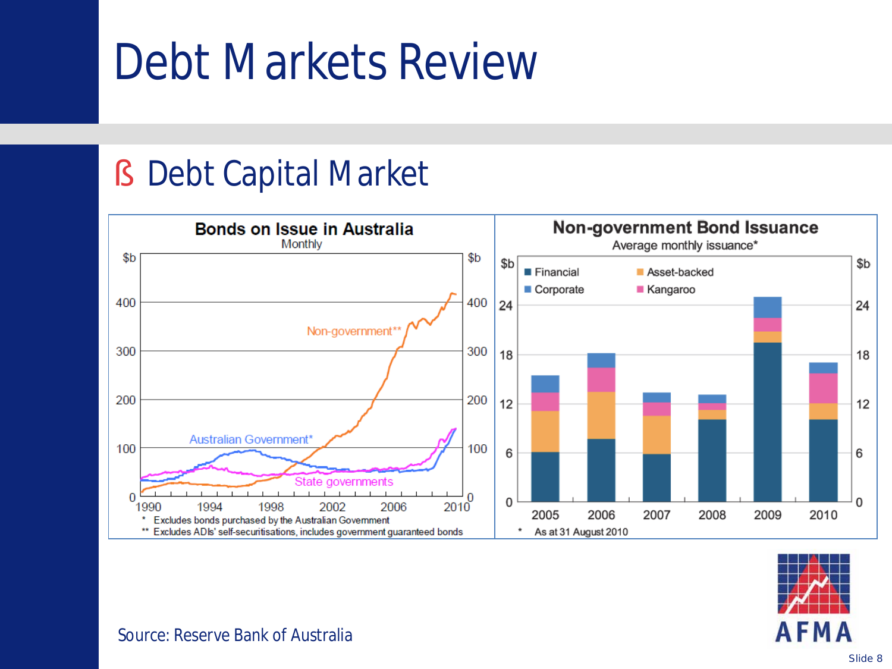# Debt Markets Review

## Debt Capital Market

**Bonds on Issue in Australia**
Monthly

$b

Non-government**

Australian Government*

State governments

\* Excludes bonds purchased by the Australian Government
** Excludes ADIs' self-securitisations, includes government guaranteed bonds

**Non-government Bond Issuance**
Average monthly issuance*

$b

Financial, Corporate, Asset-backed, Kangaroo

\* As at 31 August 2010

Source: Reserve Bank of Australia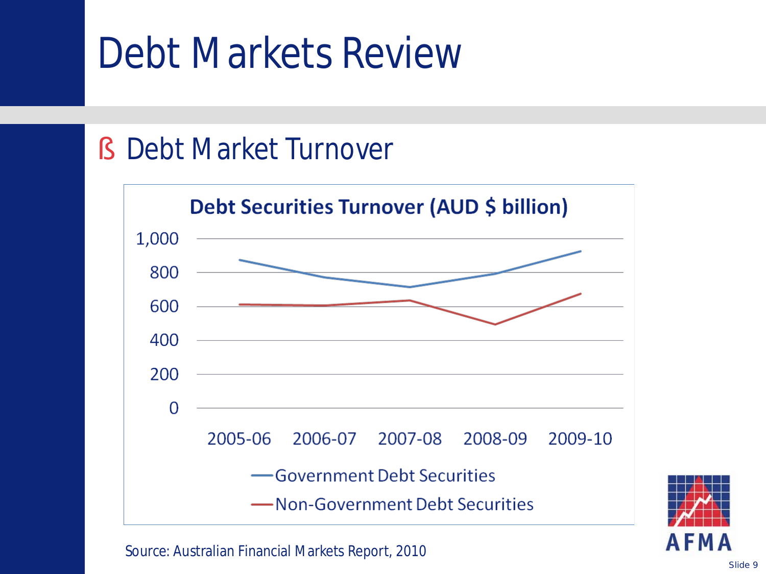# Debt Markets Review

- Debt Market Turnover

**Debt Securities Turnover (AUD $ billion)**

1,000
800
600
400
200
0

2005-06 2006-07 2007-08 2008-09 2009-10

Government Debt Securities
Non-Government Debt Securities

Source: Australian Financial Markets Report, 2010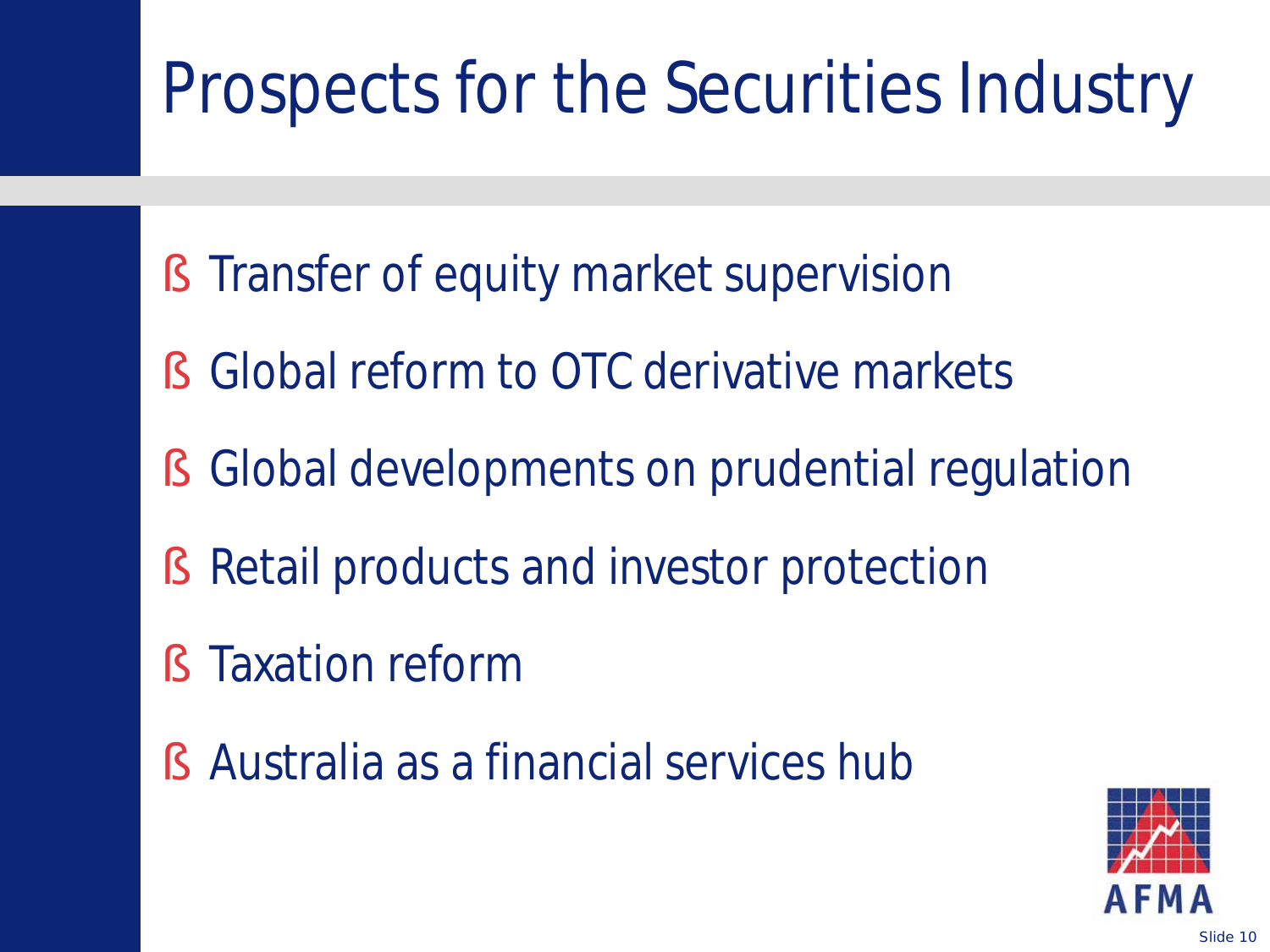# Prospects for the Securities Industry

- Transfer of equity market supervision
- Global reform to OTC derivative markets
- Global developments on prudential regulation
- Retail products and investor protection
- Taxation reform
- Australia as a financial services hub

AFMA